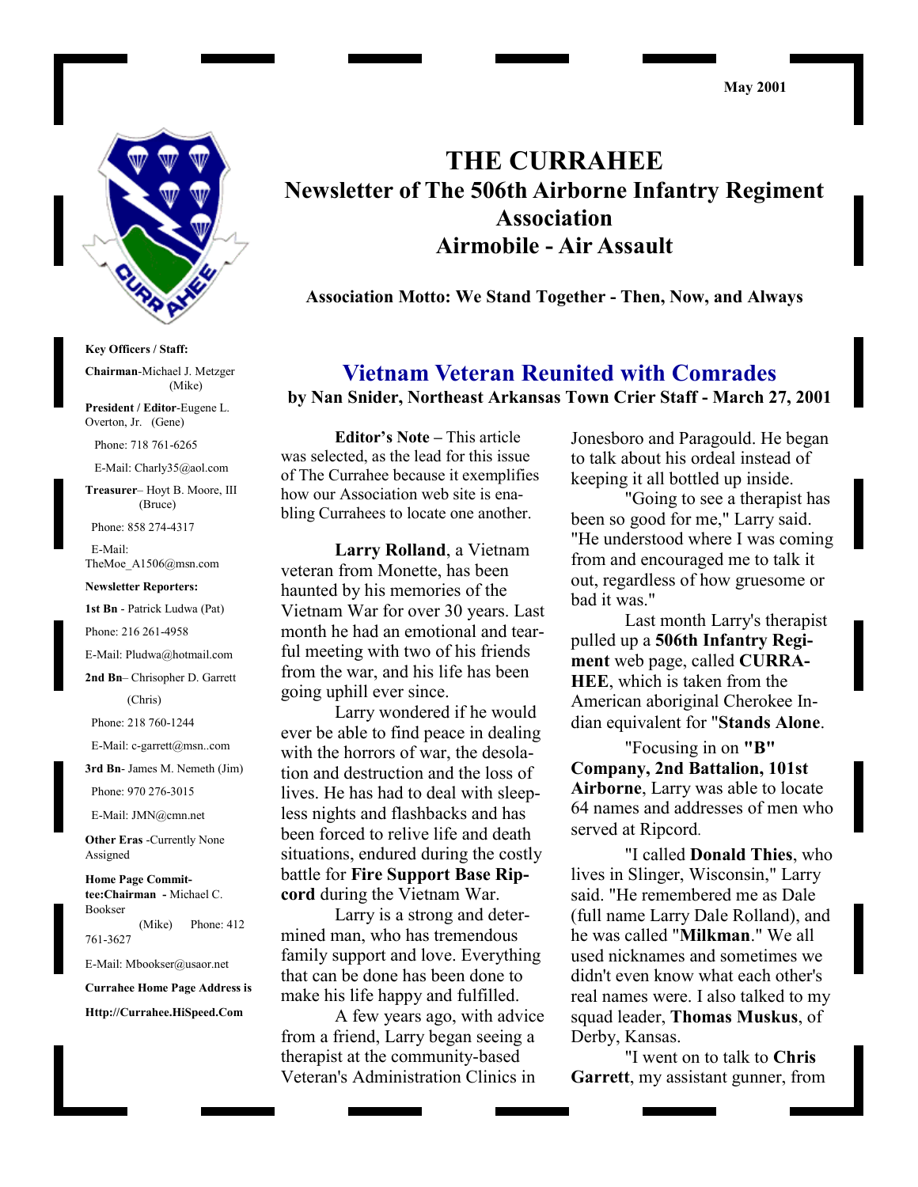May 2001

# THE CURRAHEE

## Newsletter of The 506th Airborne Infantry Regiment Association

## Airmobile - Air Assault

**Association Motto: We Stand Together - Then, Now, and Always**

**Key Officers / Staff:**

**Chairman**-Michael J. Metzger (Mike)

**President / Editor**-Eugene L. Overton, Jr. (Gene)

Phone: 718 761-6265

E-Mail: Charly35@aol.com

**Treasurer**– Hoyt B. Moore, III (Bruce)

Phone: 858 274-4317

E-Mail: TheMoe_A1506@msn.com

**Newsletter Reporters:**

**1st Bn** - Patrick Ludwa (Pat)

Phone: 216 261-4958

E-Mail: Pludwa@hotmail.com

**2nd Bn**– Chrisopher D. Garrett (Chris)

Phone: 218 760-1244

E-Mail: c-garrett@msn..com

**3rd Bn**- James M. Nemeth (Jim)

Phone: 970 276-3015

E-Mail: JMN@cmn.net

**Other Eras** -Currently None Assigned

**Home Page Committee:Chairman** - Michael C. Bookser (Mike) Phone: 412 761-3627

E-Mail: Mbookser@usaor.net

**Currahee Home Page Address is**

**Http://Currahee.HiSpeed.Com**

## Vietnam Veteran Reunited with Comrades

**by Nan Snider, Northeast Arkansas Town Crier Staff - March 27, 2001**

**Editor's Note –** This article was selected, as the lead for this issue of The Currahee because it exemplifies how our Association web site is enabling Currahees to locate one another.

**Larry Rolland**, a Vietnam veteran from Monette, has been haunted by his memories of the Vietnam War for over 30 years. Last month he had an emotional and tearful meeting with two of his friends from the war, and his life has been going uphill ever since.

Larry wondered if he would ever be able to find peace in dealing with the horrors of war, the desolation and destruction and the loss of lives. He has had to deal with sleepless nights and flashbacks and has been forced to relive life and death situations, endured during the costly battle for **Fire Support Base Ripcord** during the Vietnam War.

Larry is a strong and determined man, who has tremendous family support and love. Everything that can be done has been done to make his life happy and fulfilled.

A few years ago, with advice from a friend, Larry began seeing a therapist at the community-based Veteran's Administration Clinics in Jonesboro and Paragould. He began to talk about his ordeal instead of keeping it all bottled up inside.

"Going to see a therapist has been so good for me," Larry said. "He understood where I was coming from and encouraged me to talk it out, regardless of how gruesome or bad it was."

Last month Larry's therapist pulled up a **506th Infantry Regiment** web page, called **CURRAHEE**, which is taken from the American aboriginal Cherokee Indian equivalent for "**Stands Alone**.

"Focusing in on **"B" Company, 2nd Battalion, 101st Airborne**, Larry was able to locate 64 names and addresses of men who served at Ripcord.

"I called **Donald Thies**, who lives in Slinger, Wisconsin," Larry said. "He remembered me as Dale (full name Larry Dale Rolland), and he was called "**Milkman**." We all used nicknames and sometimes we didn't even know what each other's real names were. I also talked to my squad leader, **Thomas Muskus**, of Derby, Kansas.

"I went on to talk to **Chris Garrett**, my assistant gunner, from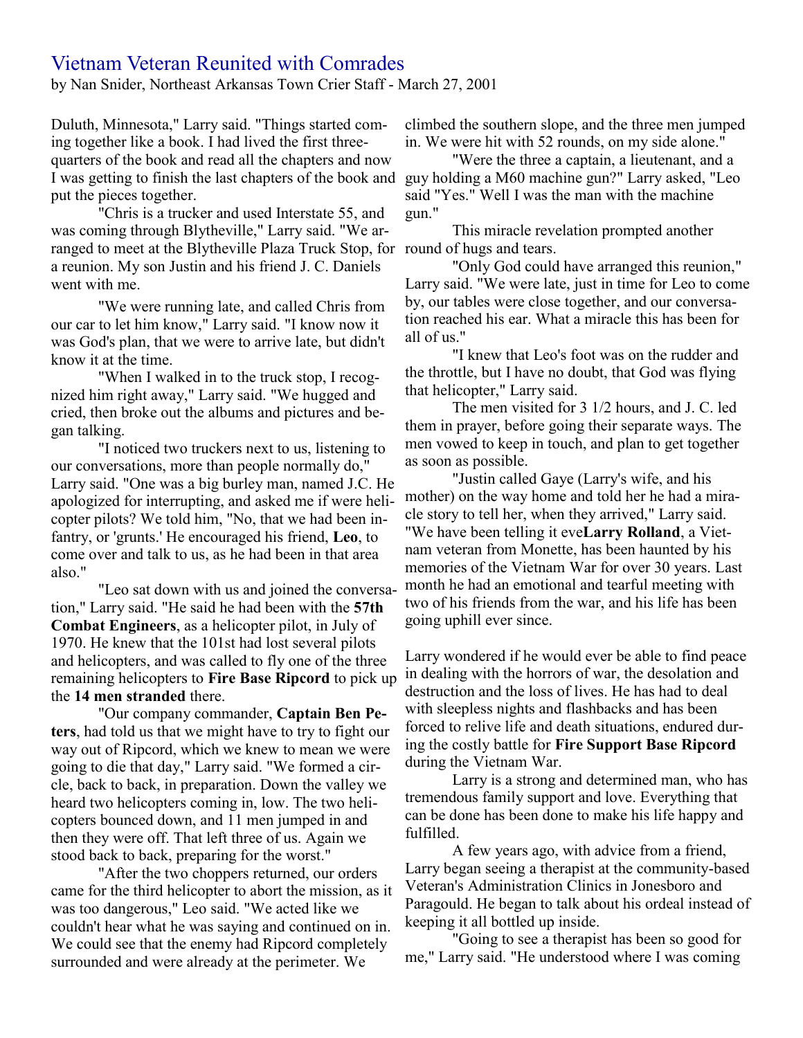# Vietnam Veteran Reunited with Comrades

by Nan Snider, Northeast Arkansas Town Crier Staff - March 27, 2001

Duluth, Minnesota," Larry said. "Things started coming together like a book. I had lived the first three-quarters of the book and read all the chapters and now I was getting to finish the last chapters of the book and put the pieces together.

"Chris is a trucker and used Interstate 55, and was coming through Blytheville," Larry said. "We arranged to meet at the Blytheville Plaza Truck Stop, for a reunion. My son Justin and his friend J. C. Daniels went with me.

"We were running late, and called Chris from our car to let him know," Larry said. "I know now it was God's plan, that we were to arrive late, but didn't know it at the time.

"When I walked in to the truck stop, I recognized him right away," Larry said. "We hugged and cried, then broke out the albums and pictures and began talking.

"I noticed two truckers next to us, listening to our conversations, more than people normally do," Larry said. "One was a big burley man, named J.C. He apologized for interrupting, and asked me if were helicopter pilots? We told him, "No, that we had been infantry, or 'grunts.' He encouraged his friend, **Leo**, to come over and talk to us, as he had been in that area also."

"Leo sat down with us and joined the conversation," Larry said. "He said he had been with the **57th Combat Engineers**, as a helicopter pilot, in July of 1970. He knew that the 101st had lost several pilots and helicopters, and was called to fly one of the three remaining helicopters to **Fire Base Ripcord** to pick up the **14 men stranded** there.

"Our company commander, **Captain Ben Peters**, had told us that we might have to try to fight our way out of Ripcord, which we knew to mean we were going to die that day," Larry said. "We formed a circle, back to back, in preparation. Down the valley we heard two helicopters coming in, low. The two helicopters bounced down, and 11 men jumped in and then they were off. That left three of us. Again we stood back to back, preparing for the worst."

"After the two choppers returned, our orders came for the third helicopter to abort the mission, as it was too dangerous," Leo said. "We acted like we couldn't hear what he was saying and continued on in. We could see that the enemy had Ripcord completely surrounded and were already at the perimeter. We climbed the southern slope, and the three men jumped in. We were hit with 52 rounds, on my side alone."

"Were the three a captain, a lieutenant, and a guy holding a M60 machine gun?" Larry asked, "Leo said "Yes." Well I was the man with the machine gun."

This miracle revelation prompted another round of hugs and tears.

"Only God could have arranged this reunion," Larry said. "We were late, just in time for Leo to come by, our tables were close together, and our conversation reached his ear. What a miracle this has been for all of us."

"I knew that Leo's foot was on the rudder and the throttle, but I have no doubt, that God was flying that helicopter," Larry said.

The men visited for 3 1/2 hours, and J. C. led them in prayer, before going their separate ways. The men vowed to keep in touch, and plan to get together as soon as possible.

"Justin called Gaye (Larry's wife, and his mother) on the way home and told her he had a miracle story to tell her, when they arrived," Larry said. "We have been telling it eve**Larry Rolland**, a Vietnam veteran from Monette, has been haunted by his memories of the Vietnam War for over 30 years. Last month he had an emotional and tearful meeting with two of his friends from the war, and his life has been going uphill ever since.

Larry wondered if he would ever be able to find peace in dealing with the horrors of war, the desolation and destruction and the loss of lives. He has had to deal with sleepless nights and flashbacks and has been forced to relive life and death situations, endured during the costly battle for **Fire Support Base Ripcord** during the Vietnam War.

Larry is a strong and determined man, who has tremendous family support and love. Everything that can be done has been done to make his life happy and fulfilled.

A few years ago, with advice from a friend, Larry began seeing a therapist at the community-based Veteran's Administration Clinics in Jonesboro and Paragould. He began to talk about his ordeal instead of keeping it all bottled up inside.

"Going to see a therapist has been so good for me," Larry said. "He understood where I was coming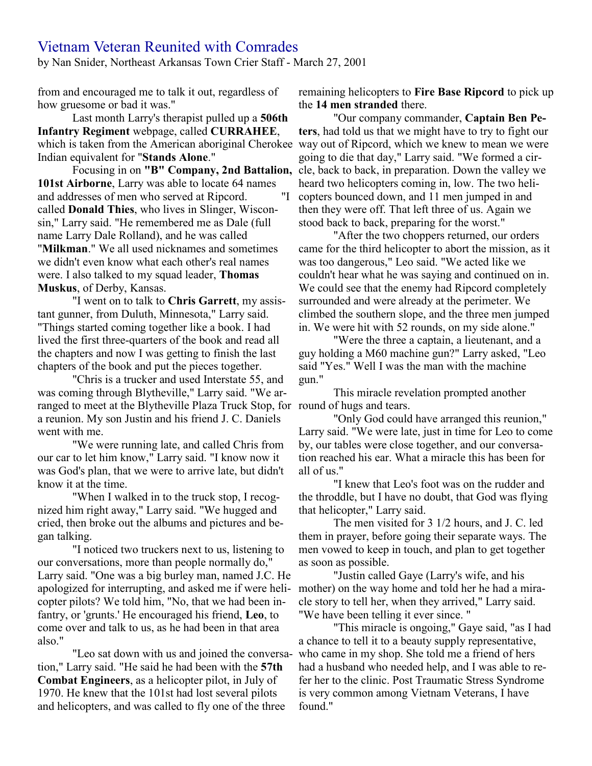# Vietnam Veteran Reunited with Comrades

by Nan Snider, Northeast Arkansas Town Crier Staff - March 27, 2001

from and encouraged me to talk it out, regardless of how gruesome or bad it was."

Last month Larry's therapist pulled up a **506th Infantry Regiment** webpage, called **CURRAHEE**, which is taken from the American aboriginal Cherokee Indian equivalent for "**Stands Alone**."

Focusing in on **"B" Company, 2nd Battalion, 101st Airborne**, Larry was able to locate 64 names and addresses of men who served at Ripcord. "I called **Donald Thies**, who lives in Slinger, Wisconsin," Larry said. "He remembered me as Dale (full name Larry Dale Rolland), and he was called "**Milkman**." We all used nicknames and sometimes we didn't even know what each other's real names were. I also talked to my squad leader, **Thomas Muskus**, of Derby, Kansas.

"I went on to talk to **Chris Garrett**, my assistant gunner, from Duluth, Minnesota," Larry said. "Things started coming together like a book. I had lived the first three-quarters of the book and read all the chapters and now I was getting to finish the last chapters of the book and put the pieces together.

"Chris is a trucker and used Interstate 55, and was coming through Blytheville," Larry said. "We arranged to meet at the Blytheville Plaza Truck Stop, for a reunion. My son Justin and his friend J. C. Daniels went with me.

"We were running late, and called Chris from our car to let him know," Larry said. "I know now it was God's plan, that we were to arrive late, but didn't know it at the time.

"When I walked in to the truck stop, I recognized him right away," Larry said. "We hugged and cried, then broke out the albums and pictures and began talking.

"I noticed two truckers next to us, listening to our conversations, more than people normally do," Larry said. "One was a big burley man, named J.C. He apologized for interrupting, and asked me if were helicopter pilots? We told him, "No, that we had been infantry, or 'grunts.' He encouraged his friend, **Leo**, to come over and talk to us, as he had been in that area also."

"Leo sat down with us and joined the conversation," Larry said. "He said he had been with the **57th Combat Engineers**, as a helicopter pilot, in July of 1970. He knew that the 101st had lost several pilots and helicopters, and was called to fly one of the three remaining helicopters to **Fire Base Ripcord** to pick up the **14 men stranded** there.

"Our company commander, **Captain Ben Peters**, had told us that we might have to try to fight our way out of Ripcord, which we knew to mean we were going to die that day," Larry said. "We formed a circle, back to back, in preparation. Down the valley we heard two helicopters coming in, low. The two helicopters bounced down, and 11 men jumped in and then they were off. That left three of us. Again we stood back to back, preparing for the worst."

"After the two choppers returned, our orders came for the third helicopter to abort the mission, as it was too dangerous," Leo said. "We acted like we couldn't hear what he was saying and continued on in. We could see that the enemy had Ripcord completely surrounded and were already at the perimeter. We climbed the southern slope, and the three men jumped in. We were hit with 52 rounds, on my side alone."

"Were the three a captain, a lieutenant, and a guy holding a M60 machine gun?" Larry asked, "Leo said "Yes." Well I was the man with the machine gun."

This miracle revelation prompted another round of hugs and tears.

"Only God could have arranged this reunion," Larry said. "We were late, just in time for Leo to come by, our tables were close together, and our conversation reached his ear. What a miracle this has been for all of us."

"I knew that Leo's foot was on the rudder and the throttle, but I have no doubt, that God was flying that helicopter," Larry said.

The men visited for 3 1/2 hours, and J. C. led them in prayer, before going their separate ways. The men vowed to keep in touch, and plan to get together as soon as possible.

"Justin called Gaye (Larry's wife, and his mother) on the way home and told her he had a miracle story to tell her, when they arrived," Larry said. "We have been telling it ever since. "

"This miracle is ongoing," Gaye said, "as I had a chance to tell it to a beauty supply representative, who came in my shop. She told me a friend of hers had a husband who needed help, and I was able to refer her to the clinic. Post Traumatic Stress Syndrome is very common among Vietnam Veterans, I have found."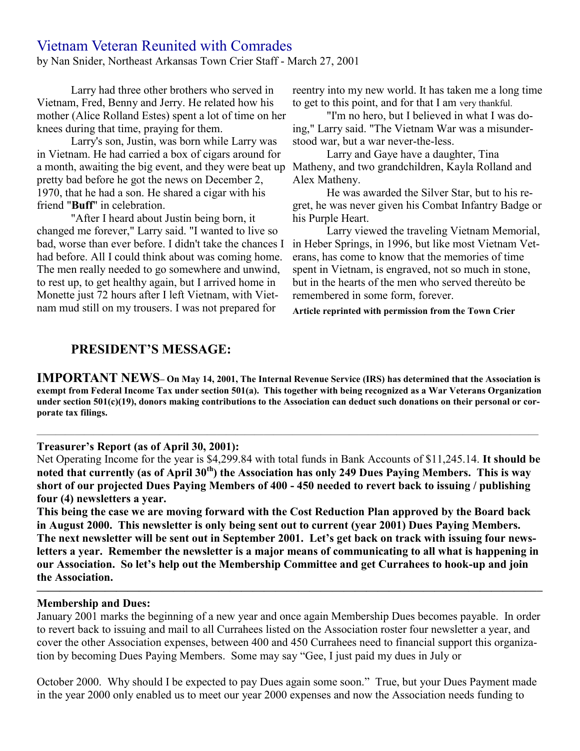## Vietnam Veteran Reunited with Comrades

by Nan Snider, Northeast Arkansas Town Crier Staff - March 27, 2001

Larry had three other brothers who served in Vietnam, Fred, Benny and Jerry. He related how his mother (Alice Rolland Estes) spent a lot of time on her knees during that time, praying for them.

Larry's son, Justin, was born while Larry was in Vietnam. He had carried a box of cigars around for a month, awaiting the big event, and they were beat up pretty bad before he got the news on December 2, 1970, that he had a son. He shared a cigar with his friend "**Buff**" in celebration.

"After I heard about Justin being born, it changed me forever," Larry said. "I wanted to live so bad, worse than ever before. I didn't take the chances I had before. All I could think about was coming home. The men really needed to go somewhere and unwind, to rest up, to get healthy again, but I arrived home in Monette just 72 hours after I left Vietnam, with Vietnam mud still on my trousers. I was not prepared for reentry into my new world. It has taken me a long time to get to this point, and for that I am very thankful.

"I'm no hero, but I believed in what I was doing," Larry said. "The Vietnam War was a misunderstood war, but a war never-the-less.

Larry and Gaye have a daughter, Tina Matheny, and two grandchildren, Kayla Rolland and Alex Matheny.

He was awarded the Silver Star, but to his regret, he was never given his Combat Infantry Badge or his Purple Heart.

Larry viewed the traveling Vietnam Memorial, in Heber Springs, in 1996, but like most Vietnam Veterans, has come to know that the memories of time spent in Vietnam, is engraved, not so much in stone, but in the hearts of the men who served thereùto be remembered in some form, forever.

**Article reprinted with permission from the Town Crier**

## PRESIDENT'S MESSAGE:

**IMPORTANT NEWS– On May 14, 2001, The Internal Revenue Service (IRS) has determined that the Association is exempt from Federal Income Tax under section 501(a). This together with being recognized as a War Veterans Organization under section 501(c)(19), donors making contributions to the Association can deduct such donations on their personal or corporate tax filings.**

---

**Treasurer's Report (as of April 30, 2001):**

Net Operating Income for the year is $4,299.84 with total funds in Bank Accounts of $11,245.14. **It should be noted that currently (as of April 30th) the Association has only 249 Dues Paying Members. This is way short of our projected Dues Paying Members of 400 - 450 needed to revert back to issuing / publishing four (4) newsletters a year.**

**This being the case we are moving forward with the Cost Reduction Plan approved by the Board back in August 2000. This newsletter is only being sent out to current (year 2001) Dues Paying Members. The next newsletter will be sent out in September 2001. Let's get back on track with issuing four newsletters a year. Remember the newsletter is a major means of communicating to all what is happening in our Association. So let's help out the Membership Committee and get Currahees to hook-up and join the Association.**

---

**Membership and Dues:**

January 2001 marks the beginning of a new year and once again Membership Dues becomes payable. In order to revert back to issuing and mail to all Currahees listed on the Association roster four newsletter a year, and cover the other Association expenses, between 400 and 450 Currahees need to financial support this organization by becoming Dues Paying Members. Some may say "Gee, I just paid my dues in July or October 2000. Why should I be expected to pay Dues again some soon." True, but your Dues Payment made in the year 2000 only enabled us to meet our year 2000 expenses and now the Association needs funding to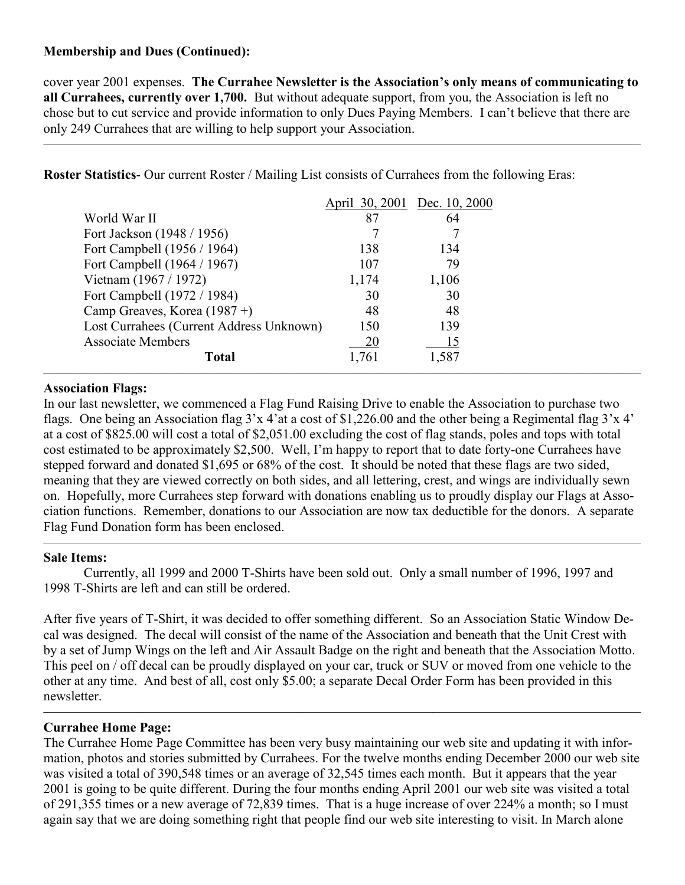**Membership and Dues (Continued):**

cover year 2001 expenses. **The Currahee Newsletter is the Association's only means of communicating to all Currahees, currently over 1,700.** But without adequate support, from you, the Association is left no chose but to cut service and provide information to only Dues Paying Members. I can't believe that there are only 249 Currahees that are willing to help support your Association.

---

**Roster Statistics**- Our current Roster / Mailing List consists of Currahees from the following Eras:

| | April 30, 2001 | Dec. 10, 2000 |
|---|---|---|
| World War II | 87 | 64 |
| Fort Jackson (1948 / 1956) | 7 | 7 |
| Fort Campbell (1956 / 1964) | 138 | 134 |
| Fort Campbell (1964 / 1967) | 107 | 79 |
| Vietnam (1967 / 1972) | 1,174 | 1,106 |
| Fort Campbell (1972 / 1984) | 30 | 30 |
| Camp Greaves, Korea (1987 +) | 48 | 48 |
| Lost Currahees (Current Address Unknown) | 150 | 139 |
| Associate Members | 20 | 15 |
| **Total** | 1,761 | 1,587 |

---

**Association Flags:**
In our last newsletter, we commenced a Flag Fund Raising Drive to enable the Association to purchase two flags. One being an Association flag 3'x 4'at a cost of $1,226.00 and the other being a Regimental flag 3'x 4' at a cost of $825.00 will cost a total of $2,051.00 excluding the cost of flag stands, poles and tops with total cost estimated to be approximately $2,500. Well, I'm happy to report that to date forty-one Currahees have stepped forward and donated $1,695 or 68% of the cost. It should be noted that these flags are two sided, meaning that they are viewed correctly on both sides, and all lettering, crest, and wings are individually sewn on. Hopefully, more Currahees step forward with donations enabling us to proudly display our Flags at Association functions. Remember, donations to our Association are now tax deductible for the donors. A separate Flag Fund Donation form has been enclosed.

---

**Sale Items:**

Currently, all 1999 and 2000 T-Shirts have been sold out. Only a small number of 1996, 1997 and 1998 T-Shirts are left and can still be ordered.

After five years of T-Shirt, it was decided to offer something different. So an Association Static Window Decal was designed. The decal will consist of the name of the Association and beneath that the Unit Crest with by a set of Jump Wings on the left and Air Assault Badge on the right and beneath that the Association Motto. This peel on / off decal can be proudly displayed on your car, truck or SUV or moved from one vehicle to the other at any time. And best of all, cost only $5.00; a separate Decal Order Form has been provided in this newsletter.

---

**Currahee Home Page:**
The Currahee Home Page Committee has been very busy maintaining our web site and updating it with information, photos and stories submitted by Currahees. For the twelve months ending December 2000 our web site was visited a total of 390,548 times or an average of 32,545 times each month. But it appears that the year 2001 is going to be quite different. During the four months ending April 2001 our web site was visited a total of 291,355 times or a new average of 72,839 times. That is a huge increase of over 224% a month; so I must again say that we are doing something right that people find our web site interesting to visit. In March alone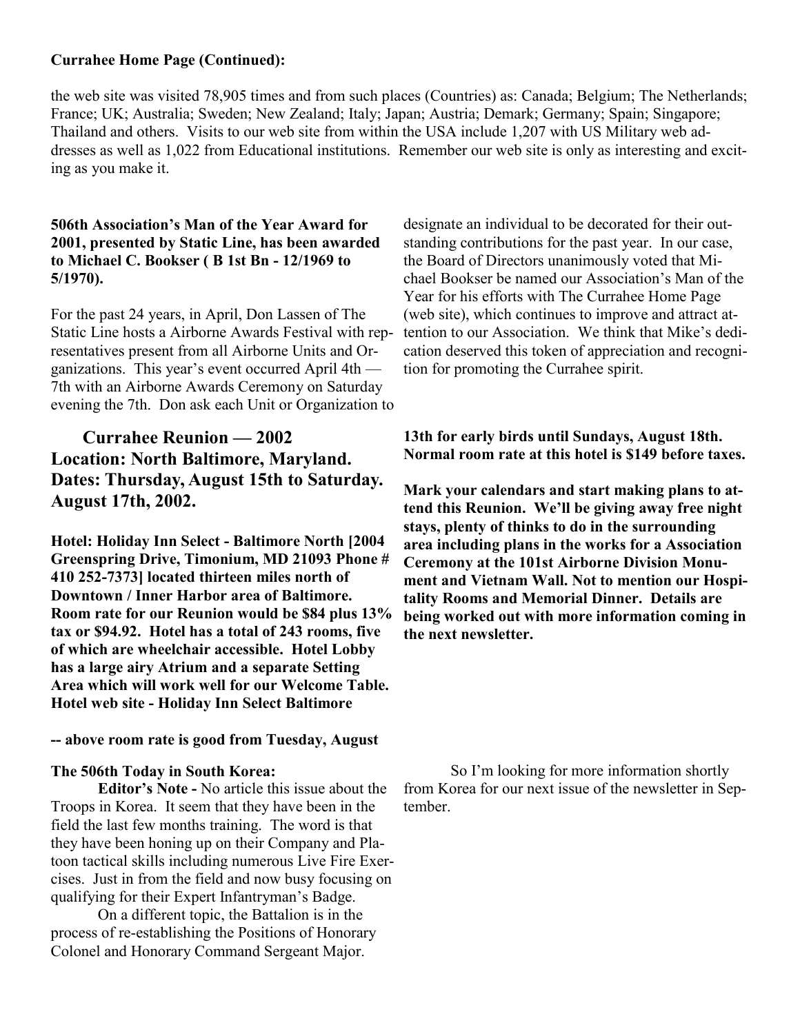**Currahee Home Page (Continued):**

the web site was visited 78,905 times and from such places (Countries) as: Canada; Belgium; The Netherlands; France; UK; Australia; Sweden; New Zealand; Italy; Japan; Austria; Demark; Germany; Spain; Singapore; Thailand and others. Visits to our web site from within the USA include 1,207 with US Military web addresses as well as 1,022 from Educational institutions. Remember our web site is only as interesting and exciting as you make it.

**506th Association's Man of the Year Award for 2001, presented by Static Line, has been awarded to Michael C. Bookser ( B 1st Bn - 12/1969 to 5/1970).**

For the past 24 years, in April, Don Lassen of The Static Line hosts a Airborne Awards Festival with representatives present from all Airborne Units and Organizations. This year's event occurred April 4th — 7th with an Airborne Awards Ceremony on Saturday evening the 7th. Don ask each Unit or Organization to designate an individual to be decorated for their outstanding contributions for the past year. In our case, the Board of Directors unanimously voted that Michael Bookser be named our Association's Man of the Year for his efforts with The Currahee Home Page (web site), which continues to improve and attract attention to our Association. We think that Mike's dedication deserved this token of appreciation and recognition for promoting the Currahee spirit.

## Currahee Reunion — 2002
## Location: North Baltimore, Maryland.
## Dates: Thursday, August 15th to Saturday. August 17th, 2002.

**Hotel: Holiday Inn Select - Baltimore North [2004 Greenspring Drive, Timonium, MD 21093 Phone # 410 252-7373] located thirteen miles north of Downtown / Inner Harbor area of Baltimore. Room rate for our Reunion would be $84 plus 13% tax or $94.92. Hotel has a total of 243 rooms, five of which are wheelchair accessible. Hotel Lobby has a large airy Atrium and a separate Setting Area which will work well for our Welcome Table. Hotel web site - Holiday Inn Select Baltimore**

**-- above room rate is good from Tuesday, August 13th for early birds until Sundays, August 18th. Normal room rate at this hotel is $149 before taxes.**

**Mark your calendars and start making plans to attend this Reunion. We'll be giving away free night stays, plenty of thinks to do in the surrounding area including plans in the works for a Association Ceremony at the 101st Airborne Division Monument and Vietnam Wall. Not to mention our Hospitality Rooms and Memorial Dinner. Details are being worked out with more information coming in the next newsletter.**

**The 506th Today in South Korea:**

**Editor's Note -** No article this issue about the Troops in Korea. It seem that they have been in the field the last few months training. The word is that they have been honing up on their Company and Platoon tactical skills including numerous Live Fire Exercises. Just in from the field and now busy focusing on qualifying for their Expert Infantryman's Badge.

On a different topic, the Battalion is in the process of re-establishing the Positions of Honorary Colonel and Honorary Command Sergeant Major.

So I'm looking for more information shortly from Korea for our next issue of the newsletter in September.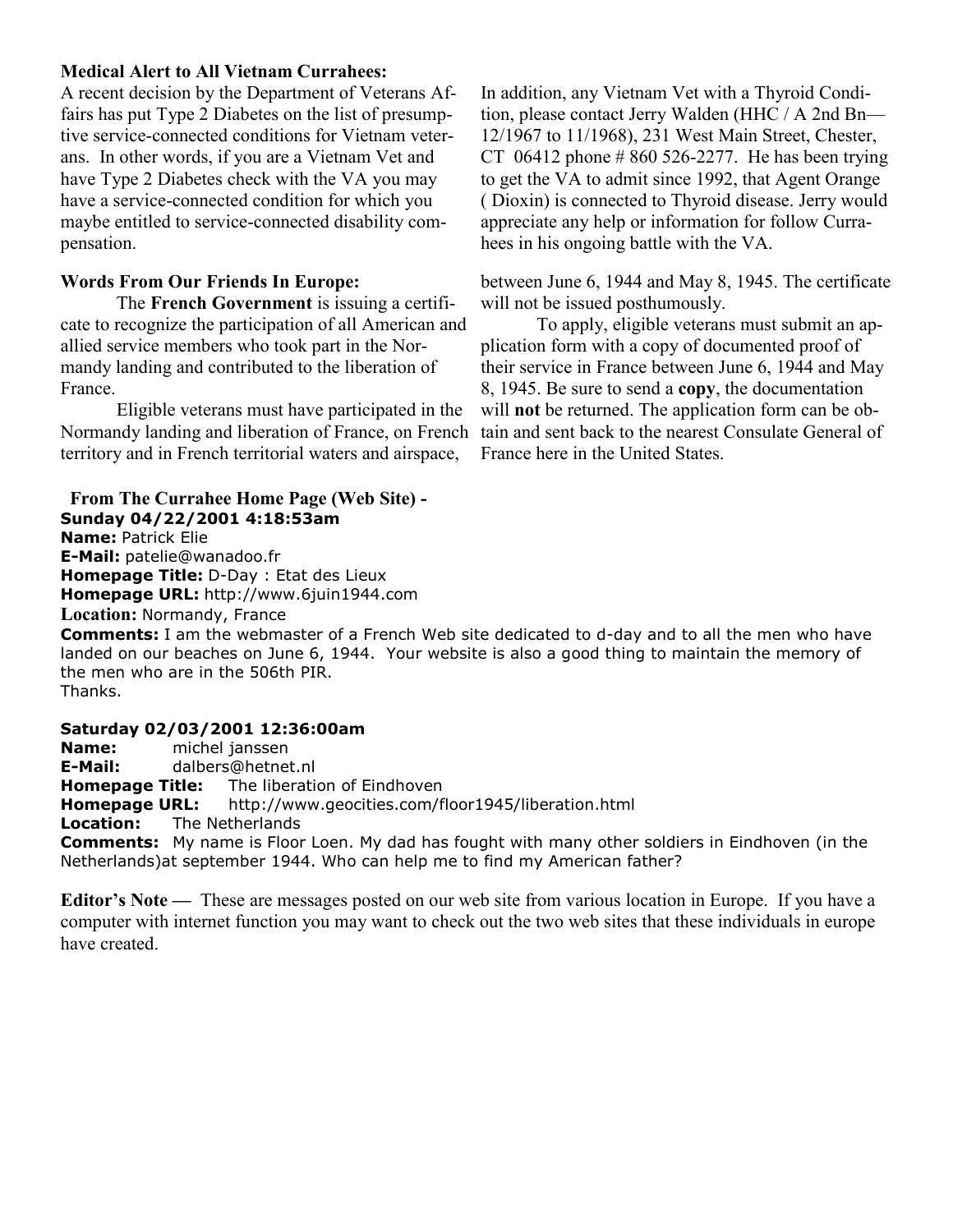**Medical Alert to All Vietnam Currahees:**

A recent decision by the Department of Veterans Affairs has put Type 2 Diabetes on the list of presumptive service-connected conditions for Vietnam veterans. In other words, if you are a Vietnam Vet and have Type 2 Diabetes check with the VA you may have a service-connected condition for which you maybe entitled to service-connected disability compensation.

In addition, any Vietnam Vet with a Thyroid Condition, please contact Jerry Walden (HHC / A 2nd Bn— 12/1967 to 11/1968), 231 West Main Street, Chester, CT 06412 phone # 860 526-2277. He has been trying to get the VA to admit since 1992, that Agent Orange ( Dioxin) is connected to Thyroid disease. Jerry would appreciate any help or information for follow Currahees in his ongoing battle with the VA.

**Words From Our Friends In Europe:**

The **French Government** is issuing a certificate to recognize the participation of all American and allied service members who took part in the Normandy landing and contributed to the liberation of France.

Eligible veterans must have participated in the Normandy landing and liberation of France, on French territory and in French territorial waters and airspace, between June 6, 1944 and May 8, 1945. The certificate will not be issued posthumously.

To apply, eligible veterans must submit an application form with a copy of documented proof of their service in France between June 6, 1944 and May 8, 1945. Be sure to send a **copy**, the documentation will **not** be returned. The application form can be obtain and sent back to the nearest Consulate General of France here in the United States.

**From The Currahee Home Page (Web Site) -**

**Sunday 04/22/2001 4:18:53am**
**Name:** Patrick Elie
**E-Mail:** patelie@wanadoo.fr
**Homepage Title:** D-Day : Etat des Lieux
**Homepage URL:** http://www.6juin1944.com
**Location:** Normandy, France
**Comments:** I am the webmaster of a French Web site dedicated to d-day and to all the men who have landed on our beaches on June 6, 1944. Your website is also a good thing to maintain the memory of the men who are in the 506th PIR.
Thanks.

**Saturday 02/03/2001 12:36:00am**
**Name:** michel janssen
**E-Mail:** dalbers@hetnet.nl
**Homepage Title:** The liberation of Eindhoven
**Homepage URL:** http://www.geocities.com/floor1945/liberation.html
**Location:** The Netherlands
**Comments:** My name is Floor Loen. My dad has fought with many other soldiers in Eindhoven (in the Netherlands)at september 1944. Who can help me to find my American father?

**Editor's Note —** These are messages posted on our web site from various location in Europe. If you have a computer with internet function you may want to check out the two web sites that these individuals in europe have created.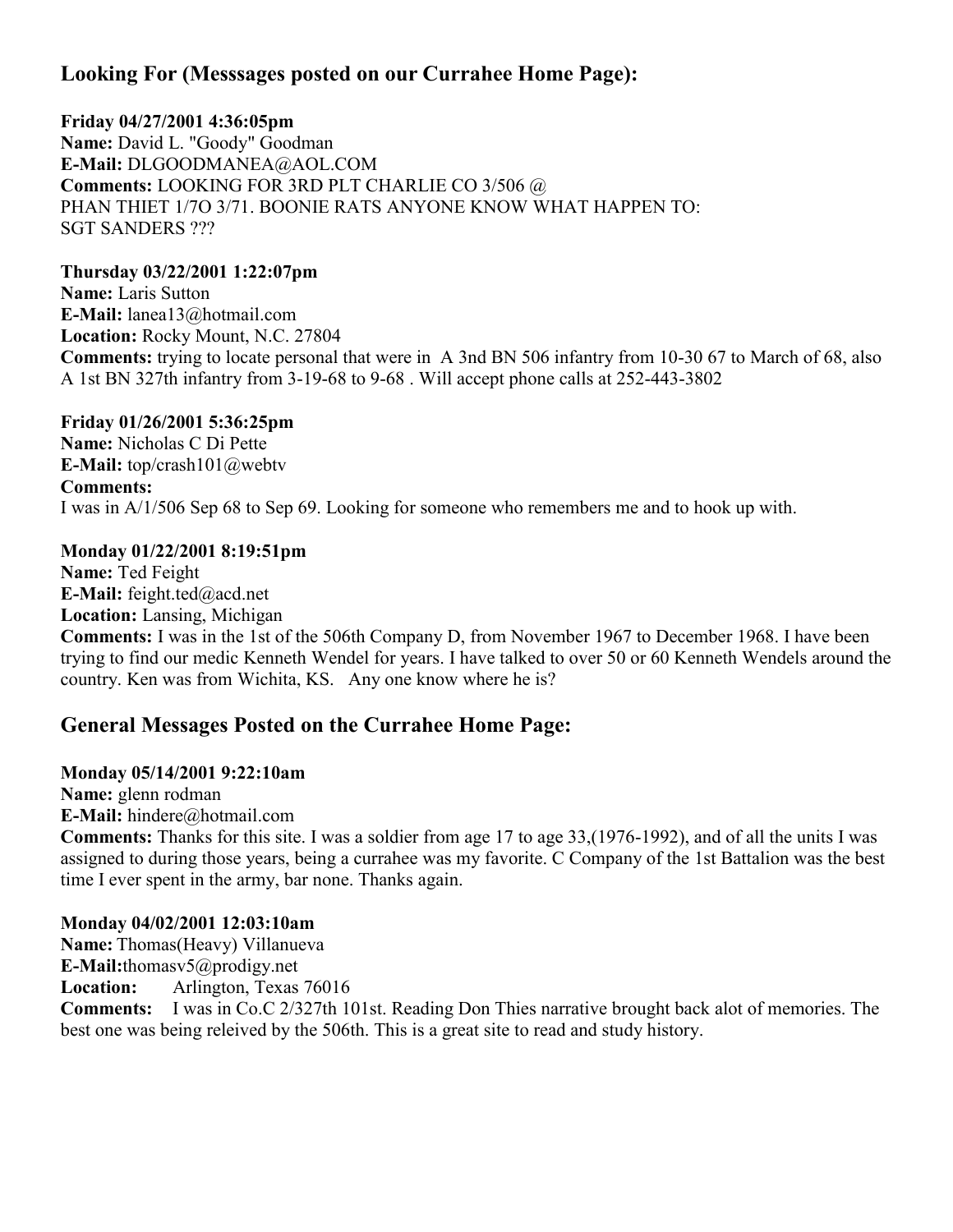## Looking For (Messsages posted on our Currahee Home Page):

**Friday 04/27/2001 4:36:05pm**
**Name:** David L. "Goody" Goodman
**E-Mail:** DLGOODMANEA@AOL.COM
**Comments:** LOOKING FOR 3RD PLT CHARLIE CO 3/506 @ PHAN THIET 1/7O 3/71. BOONIE RATS ANYONE KNOW WHAT HAPPEN TO: SGT SANDERS ???

**Thursday 03/22/2001 1:22:07pm**
**Name:** Laris Sutton
**E-Mail:** lanea13@hotmail.com
**Location:** Rocky Mount, N.C. 27804
**Comments:** trying to locate personal that were in A 3nd BN 506 infantry from 10-30 67 to March of 68, also A 1st BN 327th infantry from 3-19-68 to 9-68 . Will accept phone calls at 252-443-3802

**Friday 01/26/2001 5:36:25pm**
**Name:** Nicholas C Di Pette
**E-Mail:** top/crash101@webtv
**Comments:**
I was in A/1/506 Sep 68 to Sep 69. Looking for someone who remembers me and to hook up with.

**Monday 01/22/2001 8:19:51pm**
**Name:** Ted Feight
**E-Mail:** feight.ted@acd.net
**Location:** Lansing, Michigan
**Comments:** I was in the 1st of the 506th Company D, from November 1967 to December 1968. I have been trying to find our medic Kenneth Wendel for years. I have talked to over 50 or 60 Kenneth Wendels around the country. Ken was from Wichita, KS. Any one know where he is?

## General Messages Posted on the Currahee Home Page:

**Monday 05/14/2001 9:22:10am**
**Name:** glenn rodman
**E-Mail:** hindere@hotmail.com
**Comments:** Thanks for this site. I was a soldier from age 17 to age 33,(1976-1992), and of all the units I was assigned to during those years, being a currahee was my favorite. C Company of the 1st Battalion was the best time I ever spent in the army, bar none. Thanks again.

**Monday 04/02/2001 12:03:10am**
**Name:** Thomas(Heavy) Villanueva
**E-Mail:** thomasv5@prodigy.net
**Location:** Arlington, Texas 76016
**Comments:** I was in Co.C 2/327th 101st. Reading Don Thies narrative brought back alot of memories. The best one was being releived by the 506th. This is a great site to read and study history.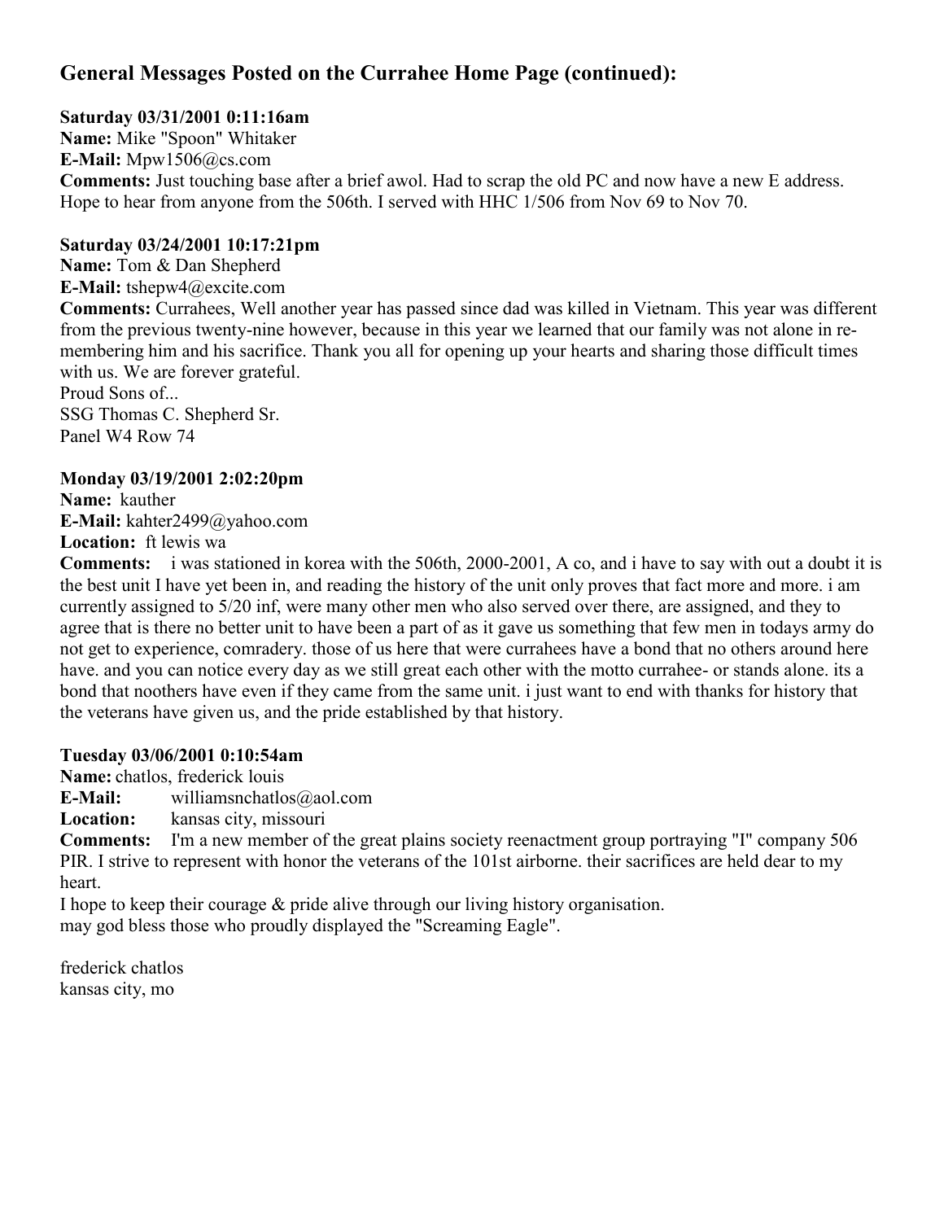## General Messages Posted on the Currahee Home Page (continued):

**Saturday 03/31/2001 0:11:16am**
**Name:** Mike "Spoon" Whitaker
**E-Mail:** Mpw1506@cs.com
**Comments:** Just touching base after a brief awol. Had to scrap the old PC and now have a new E address. Hope to hear from anyone from the 506th. I served with HHC 1/506 from Nov 69 to Nov 70.

**Saturday 03/24/2001 10:17:21pm**
**Name:** Tom & Dan Shepherd
**E-Mail:** tshepw4@excite.com
**Comments:** Currahees, Well another year has passed since dad was killed in Vietnam. This year was different from the previous twenty-nine however, because in this year we learned that our family was not alone in remembering him and his sacrifice. Thank you all for opening up your hearts and sharing those difficult times with us. We are forever grateful.
Proud Sons of...
SSG Thomas C. Shepherd Sr.
Panel W4 Row 74

**Monday 03/19/2001 2:02:20pm**
**Name:** kauther
**E-Mail:** kahter2499@yahoo.com
**Location:** ft lewis wa
**Comments:** i was stationed in korea with the 506th, 2000-2001, A co, and i have to say with out a doubt it is the best unit I have yet been in, and reading the history of the unit only proves that fact more and more. i am currently assigned to 5/20 inf, were many other men who also served over there, are assigned, and they to agree that is there no better unit to have been a part of as it gave us something that few men in todays army do not get to experience, comradery. those of us here that were currahees have a bond that no others around here have. and you can notice every day as we still great each other with the motto currahee- or stands alone. its a bond that noothers have even if they came from the same unit. i just want to end with thanks for history that the veterans have given us, and the pride established by that history.

**Tuesday 03/06/2001 0:10:54am**
**Name:** chatlos, frederick louis
**E-Mail:** williamsnchatlos@aol.com
**Location:** kansas city, missouri
**Comments:** I'm a new member of the great plains society reenactment group portraying "I" company 506 PIR. I strive to represent with honor the veterans of the 101st airborne. their sacrifices are held dear to my heart.
I hope to keep their courage & pride alive through our living history organisation.
may god bless those who proudly displayed the "Screaming Eagle".

frederick chatlos
kansas city, mo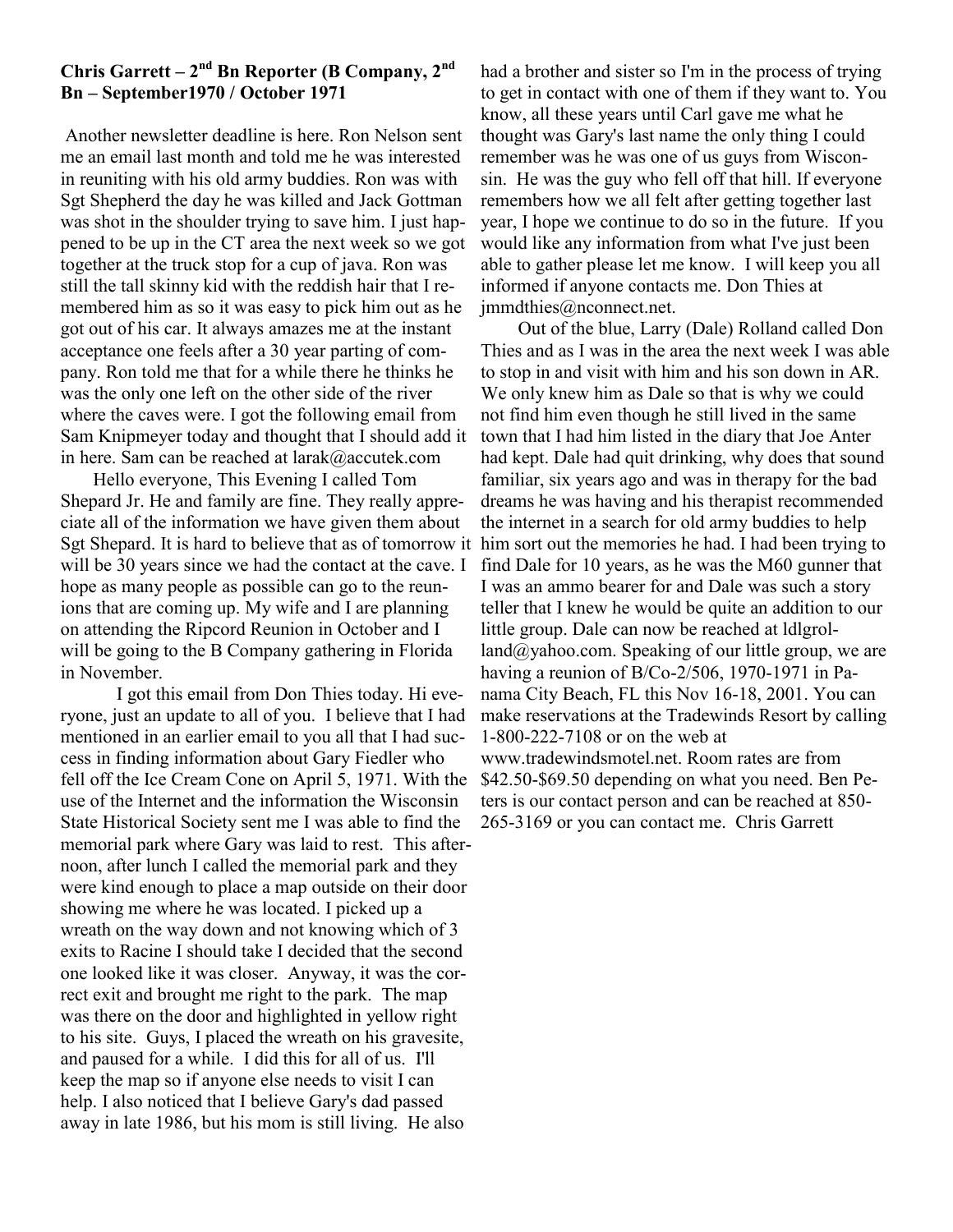**Chris Garrett – 2nd Bn Reporter (B Company, 2nd Bn – September1970 / October 1971**

Another newsletter deadline is here. Ron Nelson sent me an email last month and told me he was interested in reuniting with his old army buddies. Ron was with Sgt Shepherd the day he was killed and Jack Gottman was shot in the shoulder trying to save him. I just happened to be up in the CT area the next week so we got together at the truck stop for a cup of java. Ron was still the tall skinny kid with the reddish hair that I remembered him as so it was easy to pick him out as he got out of his car. It always amazes me at the instant acceptance one feels after a 30 year parting of company. Ron told me that for a while there he thinks he was the only one left on the other side of the river where the caves were. I got the following email from Sam Knipmeyer today and thought that I should add it in here. Sam can be reached at larak@accutek.com

Hello everyone, This Evening I called Tom Shepard Jr. He and family are fine. They really appreciate all of the information we have given them about Sgt Shepard. It is hard to believe that as of tomorrow it will be 30 years since we had the contact at the cave. I hope as many people as possible can go to the reunions that are coming up. My wife and I are planning on attending the Ripcord Reunion in October and I will be going to the B Company gathering in Florida in November.

I got this email from Don Thies today. Hi everyone, just an update to all of you. I believe that I had mentioned in an earlier email to you all that I had success in finding information about Gary Fiedler who fell off the Ice Cream Cone on April 5, 1971. With the use of the Internet and the information the Wisconsin State Historical Society sent me I was able to find the memorial park where Gary was laid to rest. This afternoon, after lunch I called the memorial park and they were kind enough to place a map outside on their door showing me where he was located. I picked up a wreath on the way down and not knowing which of 3 exits to Racine I should take I decided that the second one looked like it was closer. Anyway, it was the correct exit and brought me right to the park. The map was there on the door and highlighted in yellow right to his site. Guys, I placed the wreath on his gravesite, and paused for a while. I did this for all of us. I'll keep the map so if anyone else needs to visit I can help. I also noticed that I believe Gary's dad passed away in late 1986, but his mom is still living. He also had a brother and sister so I'm in the process of trying to get in contact with one of them if they want to. You know, all these years until Carl gave me what he thought was Gary's last name the only thing I could remember was he was one of us guys from Wisconsin. He was the guy who fell off that hill. If everyone remembers how we all felt after getting together last year, I hope we continue to do so in the future. If you would like any information from what I've just been able to gather please let me know. I will keep you all informed if anyone contacts me. Don Thies at jmmdthies@nconnect.net.

Out of the blue, Larry (Dale) Rolland called Don Thies and as I was in the area the next week I was able to stop in and visit with him and his son down in AR. We only knew him as Dale so that is why we could not find him even though he still lived in the same town that I had him listed in the diary that Joe Anter had kept. Dale had quit drinking, why does that sound familiar, six years ago and was in therapy for the bad dreams he was having and his therapist recommended the internet in a search for old army buddies to help him sort out the memories he had. I had been trying to find Dale for 10 years, as he was the M60 gunner that I was an ammo bearer for and Dale was such a story teller that I knew he would be quite an addition to our little group. Dale can now be reached at ldlgrolland@yahoo.com. Speaking of our little group, we are having a reunion of B/Co-2/506, 1970-1971 in Panama City Beach, FL this Nov 16-18, 2001. You can make reservations at the Tradewinds Resort by calling 1-800-222-7108 or on the web at www.tradewindsmotel.net. Room rates are from $42.50-$69.50 depending on what you need. Ben Peters is our contact person and can be reached at 850-265-3169 or you can contact me. Chris Garrett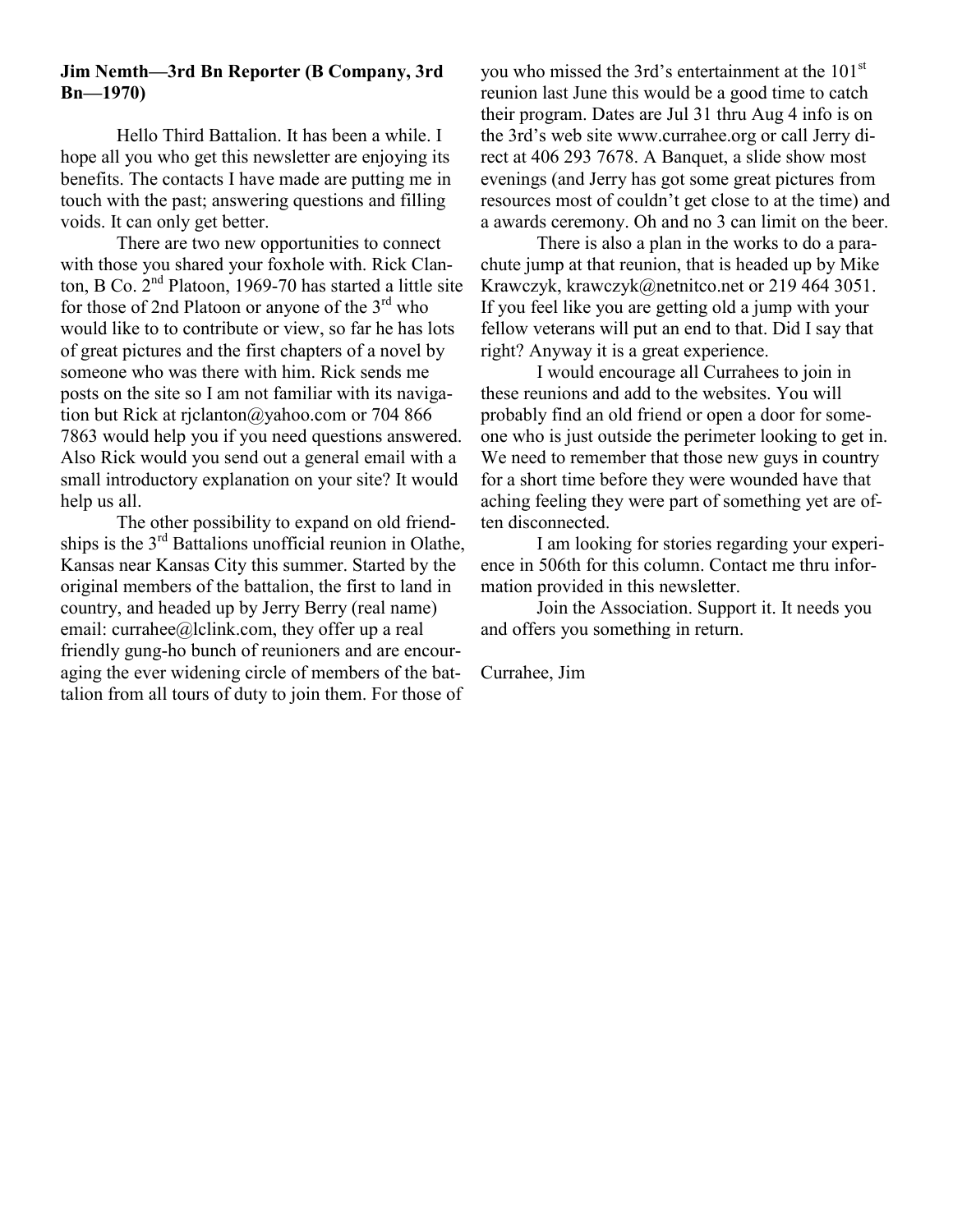**Jim Nemth—3rd Bn Reporter (B Company, 3rd Bn—1970)**

Hello Third Battalion. It has been a while. I hope all you who get this newsletter are enjoying its benefits. The contacts I have made are putting me in touch with the past; answering questions and filling voids. It can only get better.

There are two new opportunities to connect with those you shared your foxhole with. Rick Clanton, B Co. 2nd Platoon, 1969-70 has started a little site for those of 2nd Platoon or anyone of the 3rd who would like to to contribute or view, so far he has lots of great pictures and the first chapters of a novel by someone who was there with him. Rick sends me posts on the site so I am not familiar with its navigation but Rick at rjclanton@yahoo.com or 704 866 7863 would help you if you need questions answered. Also Rick would you send out a general email with a small introductory explanation on your site? It would help us all.

The other possibility to expand on old friendships is the 3rd Battalions unofficial reunion in Olathe, Kansas near Kansas City this summer. Started by the original members of the battalion, the first to land in country, and headed up by Jerry Berry (real name) email: currahee@lclink.com, they offer up a real friendly gung-ho bunch of reunioners and are encouraging the ever widening circle of members of the battalion from all tours of duty to join them. For those of you who missed the 3rd's entertainment at the 101st reunion last June this would be a good time to catch their program. Dates are Jul 31 thru Aug 4 info is on the 3rd's web site www.currahee.org or call Jerry direct at 406 293 7678. A Banquet, a slide show most evenings (and Jerry has got some great pictures from resources most of couldn't get close to at the time) and a awards ceremony. Oh and no 3 can limit on the beer.

There is also a plan in the works to do a parachute jump at that reunion, that is headed up by Mike Krawczyk, krawczyk@netnitco.net or 219 464 3051. If you feel like you are getting old a jump with your fellow veterans will put an end to that. Did I say that right? Anyway it is a great experience.

I would encourage all Currahees to join in these reunions and add to the websites. You will probably find an old friend or open a door for someone who is just outside the perimeter looking to get in. We need to remember that those new guys in country for a short time before they were wounded have that aching feeling they were part of something yet are often disconnected.

I am looking for stories regarding your experience in 506th for this column. Contact me thru information provided in this newsletter.

Join the Association. Support it. It needs you and offers you something in return.

Currahee, Jim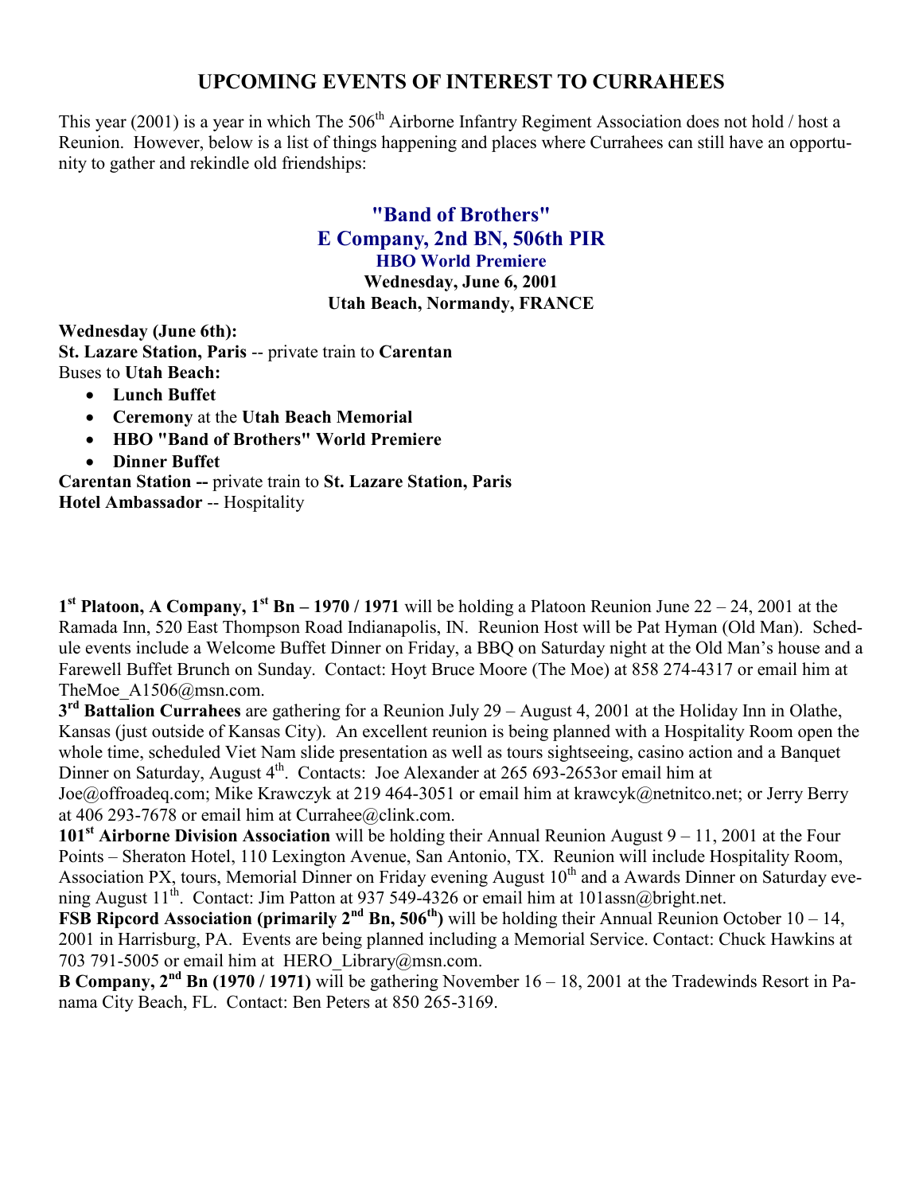# UPCOMING EVENTS OF INTEREST TO CURRAHEES

This year (2001) is a year in which The 506th Airborne Infantry Regiment Association does not hold / host a Reunion. However, below is a list of things happening and places where Currahees can still have an opportunity to gather and rekindle old friendships:

## "Band of Brothers"
## E Company, 2nd BN, 506th PIR
### HBO World Premiere
**Wednesday, June 6, 2001**
**Utah Beach, Normandy, FRANCE**

**Wednesday (June 6th):**
**St. Lazare Station, Paris** -- private train to **Carentan**
Buses to **Utah Beach:**

- **Lunch Buffet**
- **Ceremony** at the **Utah Beach Memorial**
- **HBO "Band of Brothers" World Premiere**
- **Dinner Buffet**

**Carentan Station --** private train to **St. Lazare Station, Paris**
**Hotel Ambassador** -- Hospitality

**1st Platoon, A Company, 1st Bn – 1970 / 1971** will be holding a Platoon Reunion June 22 – 24, 2001 at the Ramada Inn, 520 East Thompson Road Indianapolis, IN. Reunion Host will be Pat Hyman (Old Man). Schedule events include a Welcome Buffet Dinner on Friday, a BBQ on Saturday night at the Old Man's house and a Farewell Buffet Brunch on Sunday. Contact: Hoyt Bruce Moore (The Moe) at 858 274-4317 or email him at TheMoe_A1506@msn.com.

**3rd Battalion Currahees** are gathering for a Reunion July 29 – August 4, 2001 at the Holiday Inn in Olathe, Kansas (just outside of Kansas City). An excellent reunion is being planned with a Hospitality Room open the whole time, scheduled Viet Nam slide presentation as well as tours sightseeing, casino action and a Banquet Dinner on Saturday, August 4th. Contacts: Joe Alexander at 265 693-2653or email him at Joe@offroadeq.com; Mike Krawczyk at 219 464-3051 or email him at krawcyk@netnitco.net; or Jerry Berry at 406 293-7678 or email him at Currahee@clink.com.

**101st Airborne Division Association** will be holding their Annual Reunion August 9 – 11, 2001 at the Four Points – Sheraton Hotel, 110 Lexington Avenue, San Antonio, TX. Reunion will include Hospitality Room, Association PX, tours, Memorial Dinner on Friday evening August 10th and a Awards Dinner on Saturday evening August 11th. Contact: Jim Patton at 937 549-4326 or email him at 101assn@bright.net.

**FSB Ripcord Association (primarily 2nd Bn, 506th)** will be holding their Annual Reunion October 10 – 14, 2001 in Harrisburg, PA. Events are being planned including a Memorial Service. Contact: Chuck Hawkins at 703 791-5005 or email him at HERO_Library@msn.com.

**B Company, 2nd Bn (1970 / 1971)** will be gathering November 16 – 18, 2001 at the Tradewinds Resort in Panama City Beach, FL. Contact: Ben Peters at 850 265-3169.